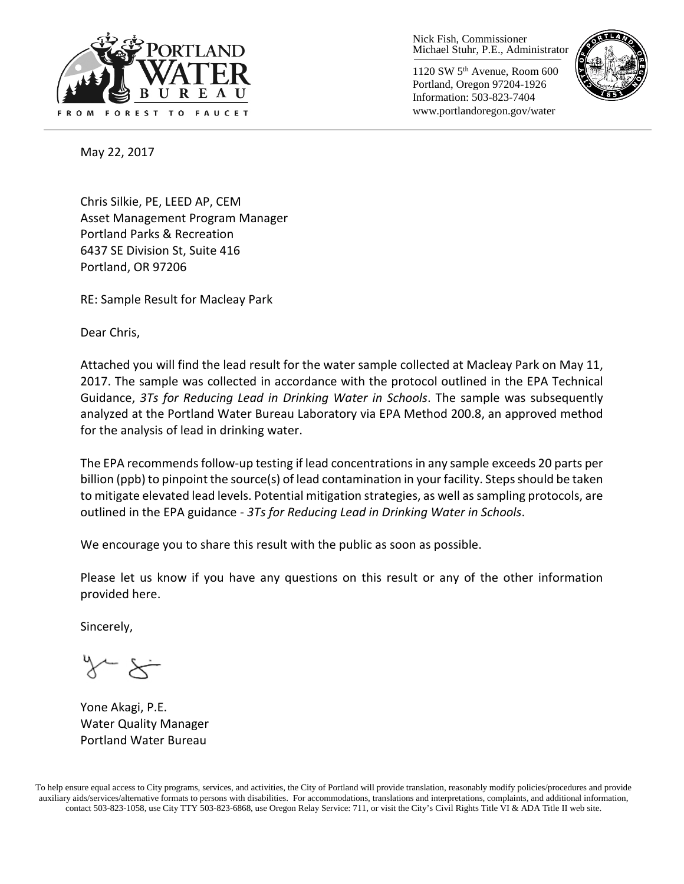Nick Fish, Commissioner
Michael Stuhr, P.E., Administrator

1120 SW 5th Avenue, Room 600
Portland, Oregon 97204-1926
Information: 503-823-7404
www.portlandoregon.gov/water

May 22, 2017

Chris Silkie, PE, LEED AP, CEM
Asset Management Program Manager
Portland Parks & Recreation
6437 SE Division St, Suite 416
Portland, OR 97206

RE: Sample Result for Macleay Park

Dear Chris,

Attached you will find the lead result for the water sample collected at Macleay Park on May 11, 2017. The sample was collected in accordance with the protocol outlined in the EPA Technical Guidance, *3Ts for Reducing Lead in Drinking Water in Schools*. The sample was subsequently analyzed at the Portland Water Bureau Laboratory via EPA Method 200.8, an approved method for the analysis of lead in drinking water.

The EPA recommends follow-up testing if lead concentrations in any sample exceeds 20 parts per billion (ppb) to pinpoint the source(s) of lead contamination in your facility. Steps should be taken to mitigate elevated lead levels. Potential mitigation strategies, as well as sampling protocols, are outlined in the EPA guidance - *3Ts for Reducing Lead in Drinking Water in Schools*.

We encourage you to share this result with the public as soon as possible.

Please let us know if you have any questions on this result or any of the other information provided here.

Sincerely,

Yone Akagi, P.E.
Water Quality Manager
Portland Water Bureau

To help ensure equal access to City programs, services, and activities, the City of Portland will provide translation, reasonably modify policies/procedures and provide auxiliary aids/services/alternative formats to persons with disabilities. For accommodations, translations and interpretations, complaints, and additional information, contact 503-823-1058, use City TTY 503-823-6868, use Oregon Relay Service: 711, or visit the City's Civil Rights Title VI & ADA Title II web site.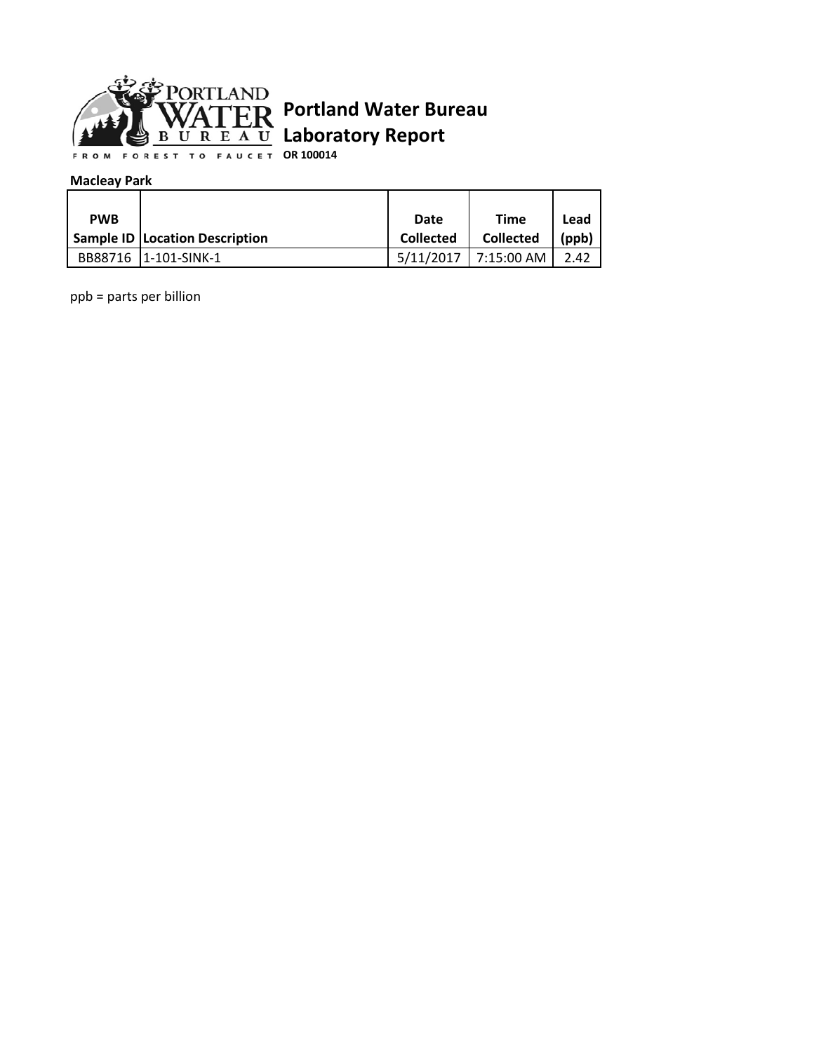# Portland Water Bureau Laboratory Report

**OR 100014**

**Macleay Park**

| PWB Sample ID | Location Description | Date Collected | Time Collected | Lead (ppb) |
|---|---|---|---|---|
| BB88716 | 1-101-SINK-1 | 5/11/2017 | 7:15:00 AM | 2.42 |

ppb = parts per billion